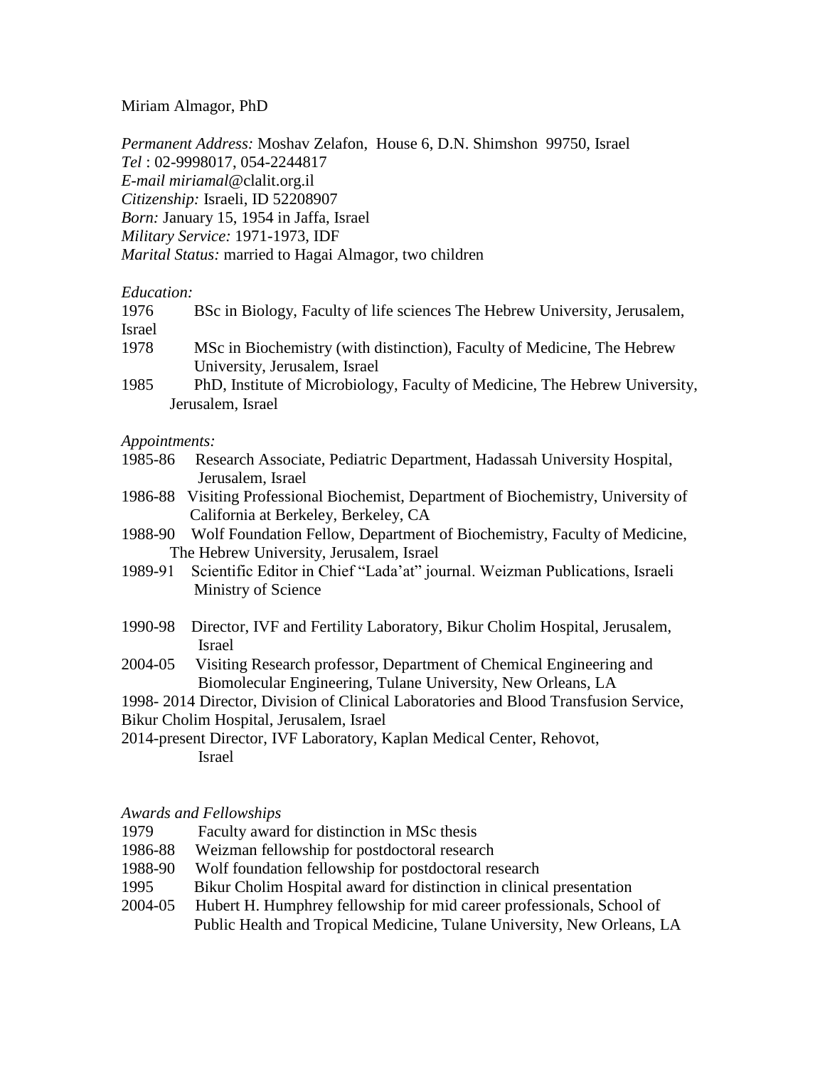Miriam Almagor, PhD

*Permanent Address:* Moshav Zelafon, House 6, D.N. Shimshon 99750, Israel
*Tel* : 02-9998017, 054-2244817
*E-mail miriamal*@clalit.org.il
*Citizenship:* Israeli, ID 52208907
*Born:* January 15, 1954 in Jaffa, Israel
*Military Service:* 1971-1973, IDF
*Marital Status:* married to Hagai Almagor, two children

*Education:*

1976 BSc in Biology, Faculty of life sciences The Hebrew University, Jerusalem, Israel
1978 MSc in Biochemistry (with distinction), Faculty of Medicine, The Hebrew University, Jerusalem, Israel
1985 PhD, Institute of Microbiology, Faculty of Medicine, The Hebrew University, Jerusalem, Israel

*Appointments:*

1985-86 Research Associate, Pediatric Department, Hadassah University Hospital, Jerusalem, Israel
1986-88 Visiting Professional Biochemist, Department of Biochemistry, University of California at Berkeley, Berkeley, CA
1988-90 Wolf Foundation Fellow, Department of Biochemistry, Faculty of Medicine, The Hebrew University, Jerusalem, Israel
1989-91 Scientific Editor in Chief "Lada'at" journal. Weizman Publications, Israeli Ministry of Science

1990-98 Director, IVF and Fertility Laboratory, Bikur Cholim Hospital, Jerusalem, Israel
2004-05 Visiting Research professor, Department of Chemical Engineering and Biomolecular Engineering, Tulane University, New Orleans, LA
1998- 2014 Director, Division of Clinical Laboratories and Blood Transfusion Service, Bikur Cholim Hospital, Jerusalem, Israel
2014-present Director, IVF Laboratory, Kaplan Medical Center, Rehovot, Israel

*Awards and Fellowships*

1979 Faculty award for distinction in MSc thesis
1986-88 Weizman fellowship for postdoctoral research
1988-90 Wolf foundation fellowship for postdoctoral research
1995 Bikur Cholim Hospital award for distinction in clinical presentation
2004-05 Hubert H. Humphrey fellowship for mid career professionals, School of Public Health and Tropical Medicine, Tulane University, New Orleans, LA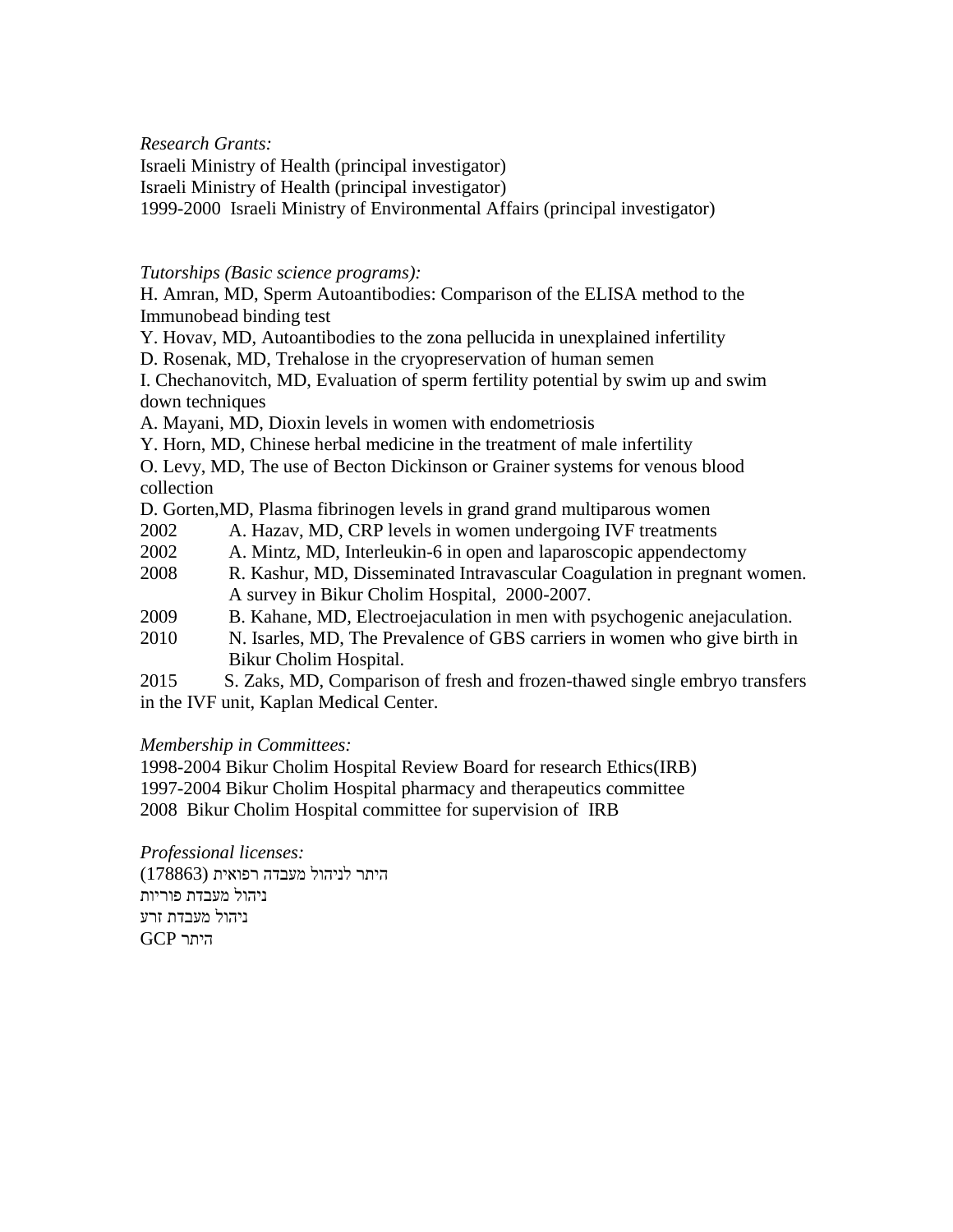*Research Grants:*

Israeli Ministry of Health (principal investigator)
Israeli Ministry of Health (principal investigator)
1999-2000  Israeli Ministry of Environmental Affairs (principal investigator)

*Tutorships (Basic science programs):*

H. Amran, MD, Sperm Autoantibodies: Comparison of the ELISA method to the Immunobead binding test
Y. Hovav, MD, Autoantibodies to the zona pellucida in unexplained infertility
D. Rosenak, MD, Trehalose in the cryopreservation of human semen
I. Chechanovitch, MD, Evaluation of sperm fertility potential by swim up and swim down techniques
A. Mayani, MD, Dioxin levels in women with endometriosis
Y. Horn, MD, Chinese herbal medicine in the treatment of male infertility
O. Levy, MD, The use of Becton Dickinson or Grainer systems for venous blood collection
D. Gorten,MD, Plasma fibrinogen levels in grand grand multiparous women
2002  A. Hazav, MD, CRP levels in women undergoing IVF treatments
2002  A. Mintz, MD, Interleukin-6 in open and laparoscopic appendectomy
2008  R. Kashur, MD, Disseminated Intravascular Coagulation in pregnant women. A survey in Bikur Cholim Hospital,  2000-2007.
2009  B. Kahane, MD, Electroejaculation in men with psychogenic anejaculation.
2010  N. Isarles, MD, The Prevalence of GBS carriers in women who give birth in Bikur Cholim Hospital.
2015  S. Zaks, MD, Comparison of fresh and frozen-thawed single embryo transfers in the IVF unit, Kaplan Medical Center.

*Membership in Committees:*

1998-2004 Bikur Cholim Hospital Review Board for research Ethics(IRB)
1997-2004 Bikur Cholim Hospital pharmacy and therapeutics committee
2008  Bikur Cholim Hospital committee for supervision of  IRB

*Professional licenses:*

היתר לניהול מעבדה רפואית (178863)
ניהול מעבדת פוריות
ניהול מעבדת זרע
היתר GCP